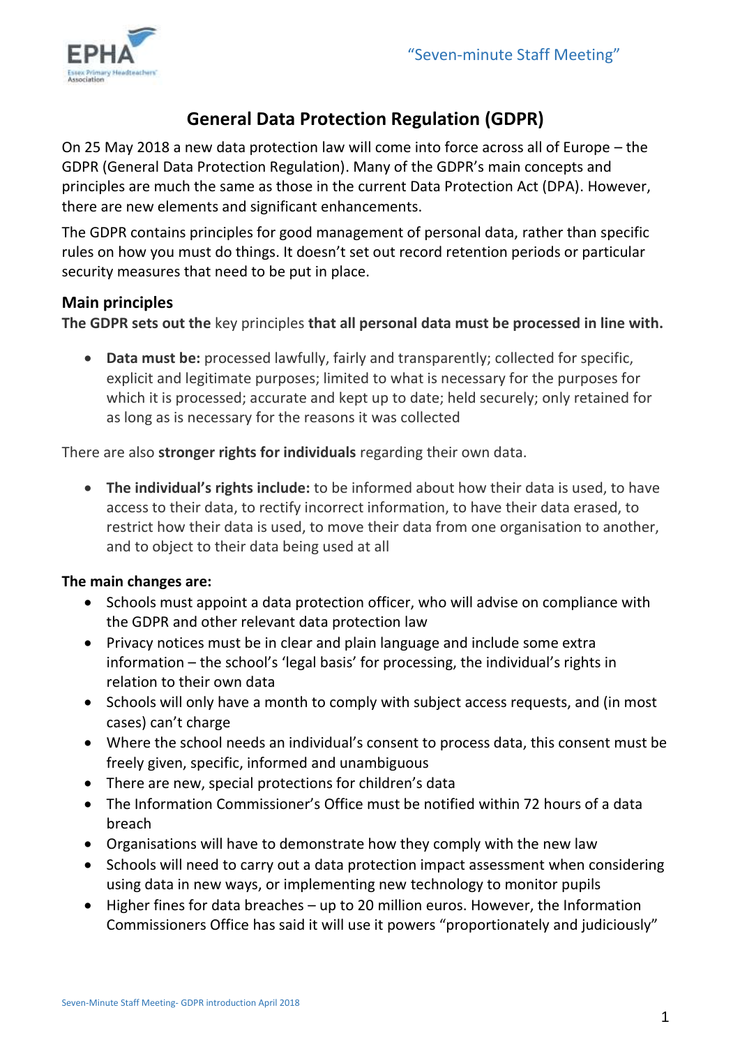# General Data Protection Regulation (GDPR)

On 25 May 2018 a new data protection law will come into force across all of Europe – the GDPR (General Data Protection Regulation). Many of the GDPR's main concepts and principles are much the same as those in the current Data Protection Act (DPA). However, there are new elements and significant enhancements.

The GDPR contains principles for good management of personal data, rather than specific rules on how you must do things. It doesn't set out record retention periods or particular security measures that need to be put in place.

## Main principles

**The GDPR sets out the** key principles **that all personal data must be processed in line with.**

- **Data must be:** processed lawfully, fairly and transparently; collected for specific, explicit and legitimate purposes; limited to what is necessary for the purposes for which it is processed; accurate and kept up to date; held securely; only retained for as long as is necessary for the reasons it was collected

There are also **stronger rights for individuals** regarding their own data.

- **The individual's rights include:** to be informed about how their data is used, to have access to their data, to rectify incorrect information, to have their data erased, to restrict how their data is used, to move their data from one organisation to another, and to object to their data being used at all

**The main changes are:**

- Schools must appoint a data protection officer, who will advise on compliance with the GDPR and other relevant data protection law
- Privacy notices must be in clear and plain language and include some extra information – the school's 'legal basis' for processing, the individual's rights in relation to their own data
- Schools will only have a month to comply with subject access requests, and (in most cases) can't charge
- Where the school needs an individual's consent to process data, this consent must be freely given, specific, informed and unambiguous
- There are new, special protections for children's data
- The Information Commissioner's Office must be notified within 72 hours of a data breach
- Organisations will have to demonstrate how they comply with the new law
- Schools will need to carry out a data protection impact assessment when considering using data in new ways, or implementing new technology to monitor pupils
- Higher fines for data breaches – up to 20 million euros. However, the Information Commissioners Office has said it will use it powers "proportionately and judiciously"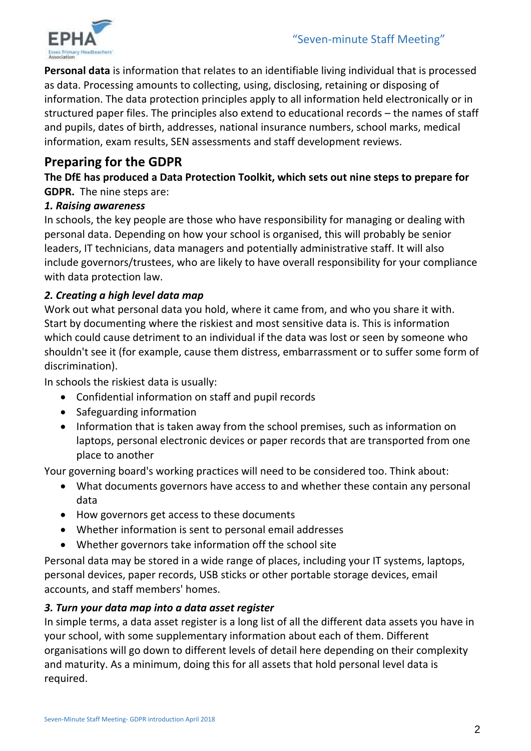**Personal data** is information that relates to an identifiable living individual that is processed as data. Processing amounts to collecting, using, disclosing, retaining or disposing of information. The data protection principles apply to all information held electronically or in structured paper files. The principles also extend to educational records – the names of staff and pupils, dates of birth, addresses, national insurance numbers, school marks, medical information, exam results, SEN assessments and staff development reviews.

## Preparing for the GDPR

**The DfE has produced a Data Protection Toolkit, which sets out nine steps to prepare for GDPR.** The nine steps are:

***1. Raising awareness***

In schools, the key people are those who have responsibility for managing or dealing with personal data. Depending on how your school is organised, this will probably be senior leaders, IT technicians, data managers and potentially administrative staff. It will also include governors/trustees, who are likely to have overall responsibility for your compliance with data protection law.

***2. Creating a high level data map***

Work out what personal data you hold, where it came from, and who you share it with. Start by documenting where the riskiest and most sensitive data is. This is information which could cause detriment to an individual if the data was lost or seen by someone who shouldn't see it (for example, cause them distress, embarrassment or to suffer some form of discrimination).

In schools the riskiest data is usually:

- Confidential information on staff and pupil records
- Safeguarding information
- Information that is taken away from the school premises, such as information on laptops, personal electronic devices or paper records that are transported from one place to another

Your governing board's working practices will need to be considered too. Think about:

- What documents governors have access to and whether these contain any personal data
- How governors get access to these documents
- Whether information is sent to personal email addresses
- Whether governors take information off the school site

Personal data may be stored in a wide range of places, including your IT systems, laptops, personal devices, paper records, USB sticks or other portable storage devices, email accounts, and staff members' homes.

***3. Turn your data map into a data asset register***

In simple terms, a data asset register is a long list of all the different data assets you have in your school, with some supplementary information about each of them. Different organisations will go down to different levels of detail here depending on their complexity and maturity. As a minimum, doing this for all assets that hold personal level data is required.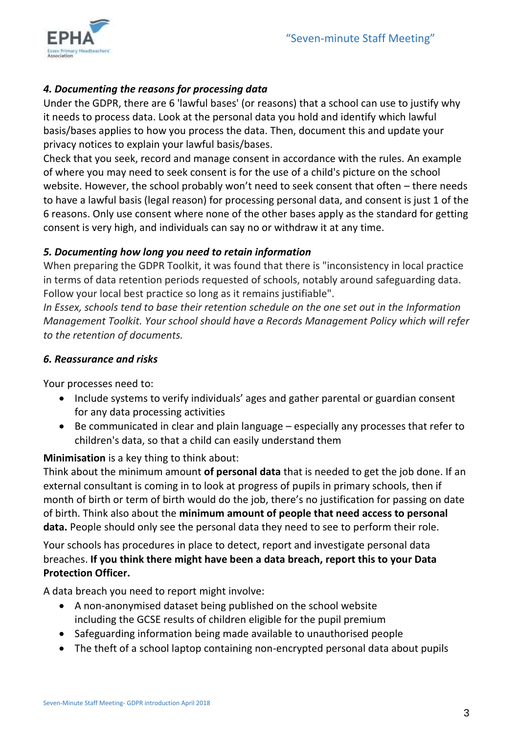### *4. Documenting the reasons for processing data*

Under the GDPR, there are 6 'lawful bases' (or reasons) that a school can use to justify why it needs to process data. Look at the personal data you hold and identify which lawful basis/bases applies to how you process the data. Then, document this and update your privacy notices to explain your lawful basis/bases.

Check that you seek, record and manage consent in accordance with the rules. An example of where you may need to seek consent is for the use of a child's picture on the school website. However, the school probably won't need to seek consent that often – there needs to have a lawful basis (legal reason) for processing personal data, and consent is just 1 of the 6 reasons. Only use consent where none of the other bases apply as the standard for getting consent is very high, and individuals can say no or withdraw it at any time.

### *5. Documenting how long you need to retain information*

When preparing the GDPR Toolkit, it was found that there is "inconsistency in local practice in terms of data retention periods requested of schools, notably around safeguarding data. Follow your local best practice so long as it remains justifiable".

*In Essex, schools tend to base their retention schedule on the one set out in the Information Management Toolkit. Your school should have a Records Management Policy which will refer to the retention of documents.*

### *6. Reassurance and risks*

Your processes need to:

- Include systems to verify individuals' ages and gather parental or guardian consent for any data processing activities
- Be communicated in clear and plain language – especially any processes that refer to children's data, so that a child can easily understand them

**Minimisation** is a key thing to think about:

Think about the minimum amount **of personal data** that is needed to get the job done. If an external consultant is coming in to look at progress of pupils in primary schools, then if month of birth or term of birth would do the job, there's no justification for passing on date of birth. Think also about the **minimum amount of people that need access to personal data.** People should only see the personal data they need to see to perform their role.

Your schools has procedures in place to detect, report and investigate personal data breaches. **If you think there might have been a data breach, report this to your Data Protection Officer.**

A data breach you need to report might involve:

- A non-anonymised dataset being published on the school website including the GCSE results of children eligible for the pupil premium
- Safeguarding information being made available to unauthorised people
- The theft of a school laptop containing non-encrypted personal data about pupils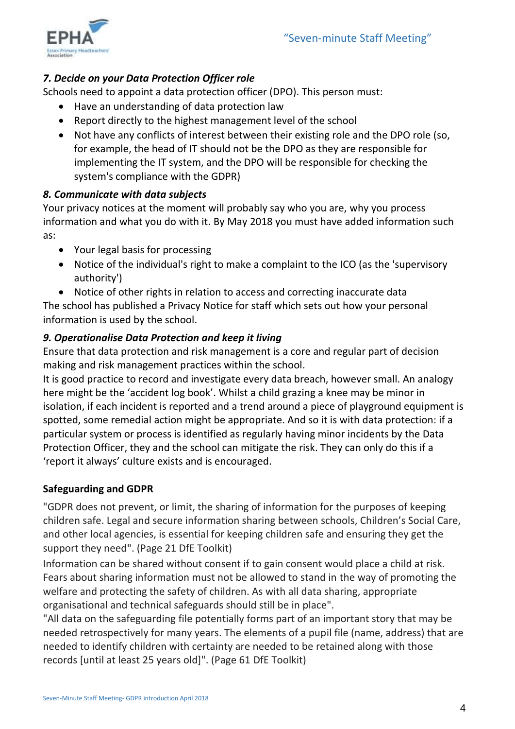### *7. Decide on your Data Protection Officer role*

Schools need to appoint a data protection officer (DPO). This person must:

- Have an understanding of data protection law
- Report directly to the highest management level of the school
- Not have any conflicts of interest between their existing role and the DPO role (so, for example, the head of IT should not be the DPO as they are responsible for implementing the IT system, and the DPO will be responsible for checking the system's compliance with the GDPR)

### *8. Communicate with data subjects*

Your privacy notices at the moment will probably say who you are, why you process information and what you do with it. By May 2018 you must have added information such as:

- Your legal basis for processing
- Notice of the individual's right to make a complaint to the ICO (as the 'supervisory authority')
- Notice of other rights in relation to access and correcting inaccurate data

The school has published a Privacy Notice for staff which sets out how your personal information is used by the school.

### *9. Operationalise Data Protection and keep it living*

Ensure that data protection and risk management is a core and regular part of decision making and risk management practices within the school.

It is good practice to record and investigate every data breach, however small. An analogy here might be the 'accident log book'. Whilst a child grazing a knee may be minor in isolation, if each incident is reported and a trend around a piece of playground equipment is spotted, some remedial action might be appropriate. And so it is with data protection: if a particular system or process is identified as regularly having minor incidents by the Data Protection Officer, they and the school can mitigate the risk. They can only do this if a 'report it always' culture exists and is encouraged.

**Safeguarding and GDPR**

"GDPR does not prevent, or limit, the sharing of information for the purposes of keeping children safe. Legal and secure information sharing between schools, Children's Social Care, and other local agencies, is essential for keeping children safe and ensuring they get the support they need". (Page 21 DfE Toolkit)

Information can be shared without consent if to gain consent would place a child at risk. Fears about sharing information must not be allowed to stand in the way of promoting the welfare and protecting the safety of children. As with all data sharing, appropriate organisational and technical safeguards should still be in place".

"All data on the safeguarding file potentially forms part of an important story that may be needed retrospectively for many years. The elements of a pupil file (name, address) that are needed to identify children with certainty are needed to be retained along with those records [until at least 25 years old]". (Page 61 DfE Toolkit)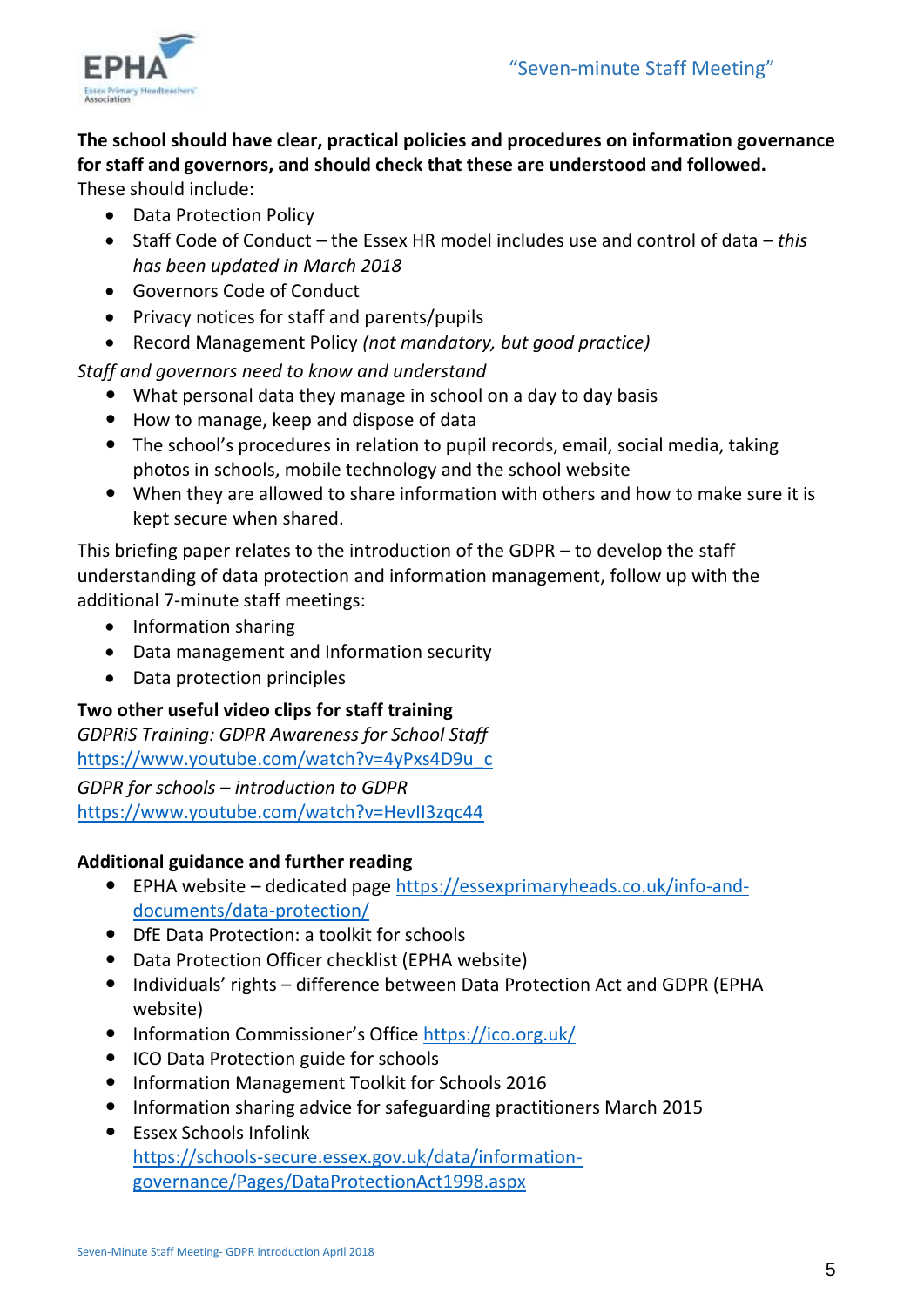**The school should have clear, practical policies and procedures on information governance for staff and governors, and should check that these are understood and followed.**

These should include:

- Data Protection Policy
- Staff Code of Conduct – the Essex HR model includes use and control of data – *this has been updated in March 2018*
- Governors Code of Conduct
- Privacy notices for staff and parents/pupils
- Record Management Policy *(not mandatory, but good practice)*

*Staff and governors need to know and understand*

- What personal data they manage in school on a day to day basis
- How to manage, keep and dispose of data
- The school's procedures in relation to pupil records, email, social media, taking photos in schools, mobile technology and the school website
- When they are allowed to share information with others and how to make sure it is kept secure when shared.

This briefing paper relates to the introduction of the GDPR – to develop the staff understanding of data protection and information management, follow up with the additional 7-minute staff meetings:

- Information sharing
- Data management and Information security
- Data protection principles

**Two other useful video clips for staff training**

*GDPRiS Training: GDPR Awareness for School Staff*
https://www.youtube.com/watch?v=4yPxs4D9u_c

*GDPR for schools – introduction to GDPR*
https://www.youtube.com/watch?v=HevlI3zqc44

**Additional guidance and further reading**

- EPHA website – dedicated page https://essexprimaryheads.co.uk/info-and-documents/data-protection/
- DfE Data Protection: a toolkit for schools
- Data Protection Officer checklist (EPHA website)
- Individuals' rights – difference between Data Protection Act and GDPR (EPHA website)
- Information Commissioner's Office https://ico.org.uk/
- ICO Data Protection guide for schools
- Information Management Toolkit for Schools 2016
- Information sharing advice for safeguarding practitioners March 2015
- Essex Schools Infolink
  https://schools-secure.essex.gov.uk/data/information-governance/Pages/DataProtectionAct1998.aspx